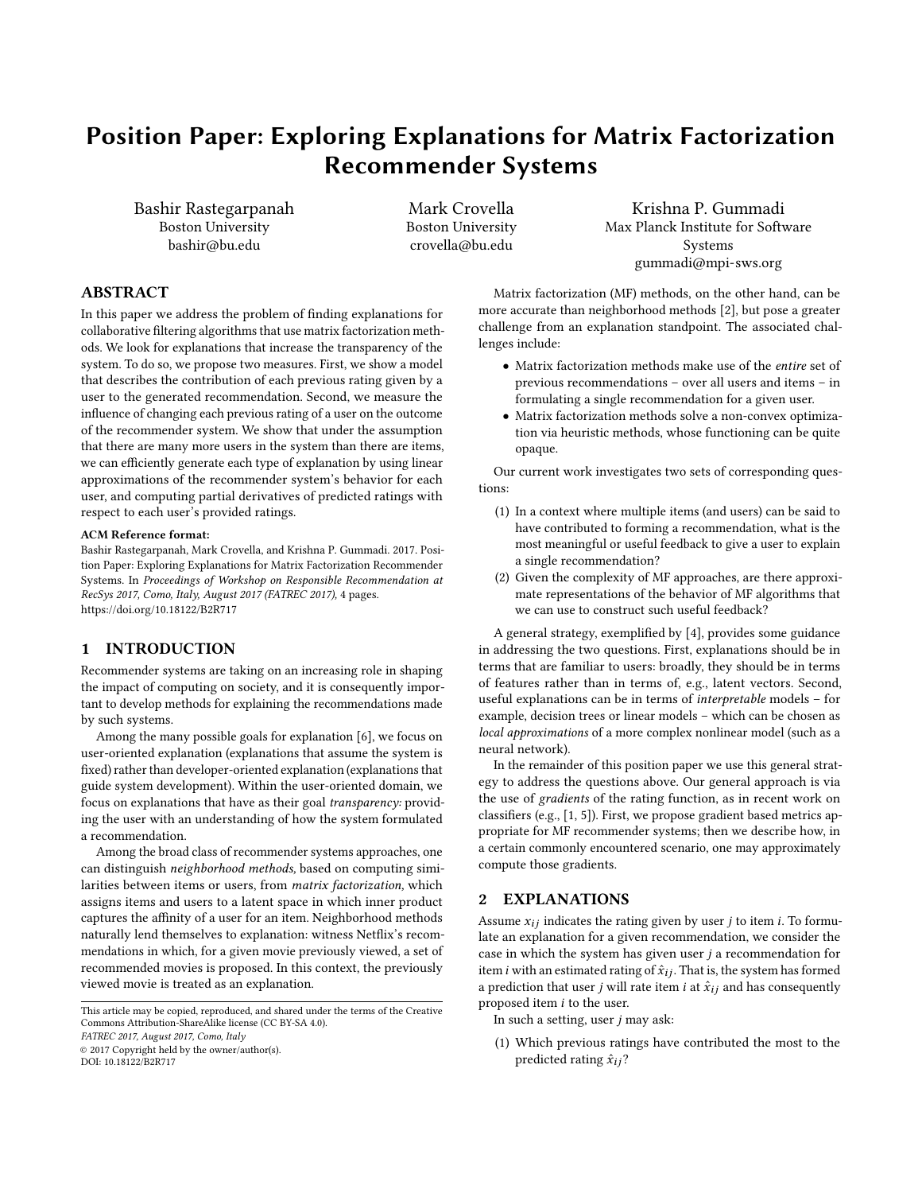# Position Paper: Exploring Explanations for Matrix Factorization Recommender Systems

Bashir Rastegarpanah
Boston University
bashir@bu.edu

Mark Crovella
Boston University
crovella@bu.edu

Krishna P. Gummadi
Max Planck Institute for Software Systems
gummadi@mpi-sws.org

## ABSTRACT

In this paper we address the problem of finding explanations for collaborative filtering algorithms that use matrix factorization methods. We look for explanations that increase the transparency of the system. To do so, we propose two measures. First, we show a model that describes the contribution of each previous rating given by a user to the generated recommendation. Second, we measure the influence of changing each previous rating of a user on the outcome of the recommender system. We show that under the assumption that there are many more users in the system than there are items, we can efficiently generate each type of explanation by using linear approximations of the recommender system's behavior for each user, and computing partial derivatives of predicted ratings with respect to each user's provided ratings.

**ACM Reference format:**
Bashir Rastegarpanah, Mark Crovella, and Krishna P. Gummadi. 2017. Position Paper: Exploring Explanations for Matrix Factorization Recommender Systems. In *Proceedings of Workshop on Responsible Recommendation at RecSys 2017, Como, Italy, August 2017 (FATREC 2017),* 4 pages.
https://doi.org/10.18122/B2R717

## 1 INTRODUCTION

Recommender systems are taking on an increasing role in shaping the impact of computing on society, and it is consequently important to develop methods for explaining the recommendations made by such systems.

Among the many possible goals for explanation [6], we focus on user-oriented explanation (explanations that assume the system is fixed) rather than developer-oriented explanation (explanations that guide system development). Within the user-oriented domain, we focus on explanations that have as their goal *transparency:* providing the user with an understanding of how the system formulated a recommendation.

Among the broad class of recommender systems approaches, one can distinguish *neighborhood methods,* based on computing similarities between items or users, from *matrix factorization,* which assigns items and users to a latent space in which inner product captures the affinity of a user for an item. Neighborhood methods naturally lend themselves to explanation: witness Netflix's recommendations in which, for a given movie previously viewed, a set of recommended movies is proposed. In this context, the previously viewed movie is treated as an explanation.

This article may be copied, reproduced, and shared under the terms of the Creative Commons Attribution-ShareAlike license (CC BY-SA 4.0).
*FATREC 2017, August 2017, Como, Italy*
© 2017 Copyright held by the owner/author(s).
DOI: 10.18122/B2R717

Matrix factorization (MF) methods, on the other hand, can be more accurate than neighborhood methods [2], but pose a greater challenge from an explanation standpoint. The associated challenges include:

- Matrix factorization methods make use of the *entire* set of previous recommendations – over all users and items – in formulating a single recommendation for a given user.
- Matrix factorization methods solve a non-convex optimization via heuristic methods, whose functioning can be quite opaque.

Our current work investigates two sets of corresponding questions:

1. In a context where multiple items (and users) can be said to have contributed to forming a recommendation, what is the most meaningful or useful feedback to give a user to explain a single recommendation?
2. Given the complexity of MF approaches, are there approximate representations of the behavior of MF algorithms that we can use to construct such useful feedback?

A general strategy, exemplified by [4], provides some guidance in addressing the two questions. First, explanations should be in terms that are familiar to users: broadly, they should be in terms of features rather than in terms of, e.g., latent vectors. Second, useful explanations can be in terms of *interpretable* models – for example, decision trees or linear models – which can be chosen as *local approximations* of a more complex nonlinear model (such as a neural network).

In the remainder of this position paper we use this general strategy to address the questions above. Our general approach is via the use of *gradients* of the rating function, as in recent work on classifiers (e.g., [1, 5]). First, we propose gradient based metrics appropriate for MF recommender systems; then we describe how, in a certain commonly encountered scenario, one may approximately compute those gradients.

## 2 EXPLANATIONS

Assume $x_{ij}$ indicates the rating given by user $j$ to item $i$. To formulate an explanation for a given recommendation, we consider the case in which the system has given user $j$ a recommendation for item $i$ with an estimated rating of $\hat{x}_{ij}$. That is, the system has formed a prediction that user $j$ will rate item $i$ at $\hat{x}_{ij}$ and has consequently proposed item $i$ to the user.

In such a setting, user $j$ may ask:

1. Which previous ratings have contributed the most to the predicted rating $\hat{x}_{ij}$?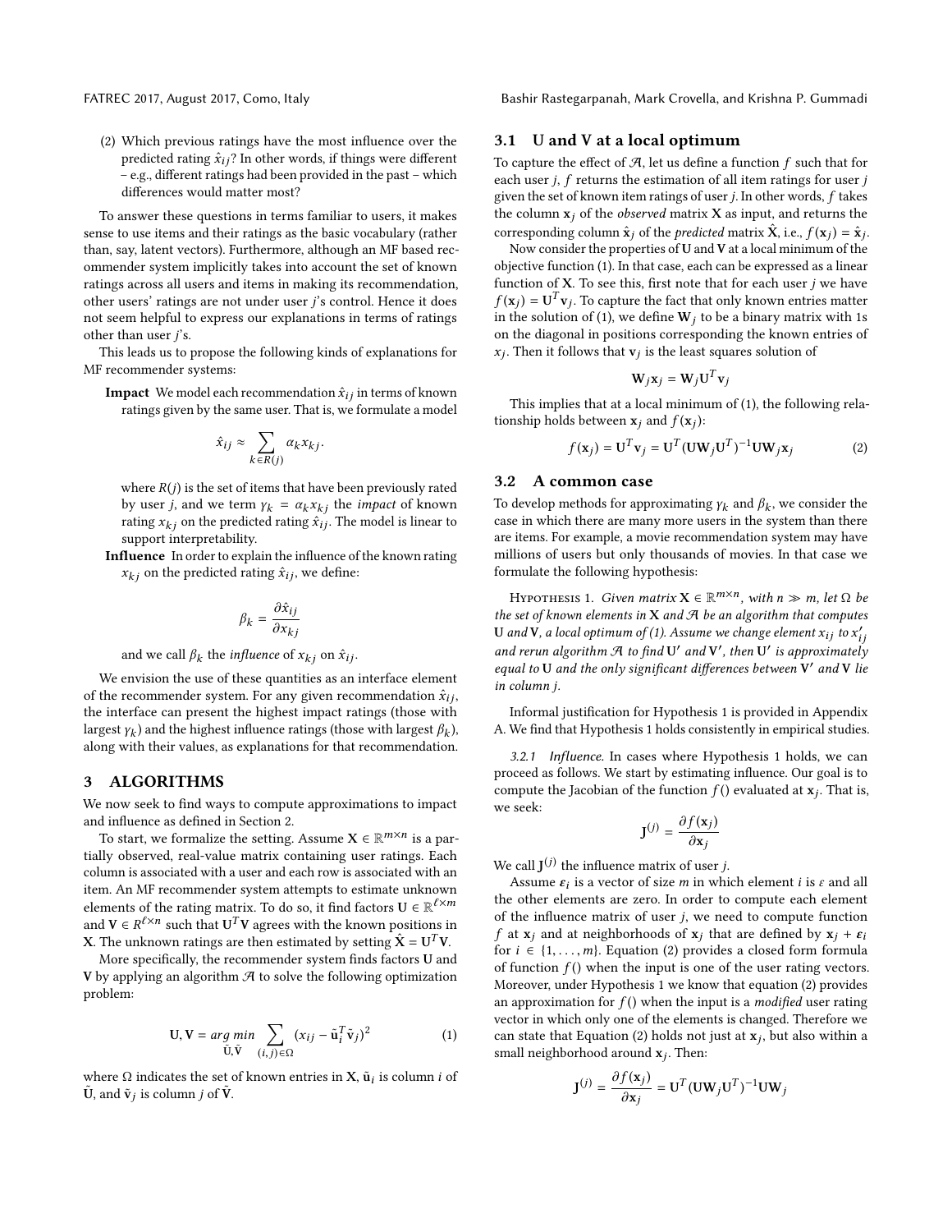(2) Which previous ratings have the most influence over the predicted rating $\hat{x}_{ij}$? In other words, if things were different – e.g., different ratings had been provided in the past – which differences would matter most?

To answer these questions in terms familiar to users, it makes sense to use items and their ratings as the basic vocabulary (rather than, say, latent vectors). Furthermore, although an MF based recommender system implicitly takes into account the set of known ratings across all users and items in making its recommendation, other users' ratings are not under user $j$'s control. Hence it does not seem helpful to express our explanations in terms of ratings other than user $j$'s.

This leads us to propose the following kinds of explanations for MF recommender systems:

**Impact** We model each recommendation $\hat{x}_{ij}$ in terms of known ratings given by the same user. That is, we formulate a model

$$\hat{x}_{ij} \approx \sum_{k \in R(j)} \alpha_k x_{kj}.$$

where $R(j)$ is the set of items that have been previously rated by user $j$, and we term $\gamma_k = \alpha_k x_{kj}$ the *impact* of known rating $x_{kj}$ on the predicted rating $\hat{x}_{ij}$. The model is linear to support interpretability.

**Influence** In order to explain the influence of the known rating $x_{kj}$ on the predicted rating $\hat{x}_{ij}$, we define:

$$\beta_k = \frac{\partial \hat{x}_{ij}}{\partial x_{kj}}$$

and we call $\beta_k$ the *influence* of $x_{kj}$ on $\hat{x}_{ij}$.

We envision the use of these quantities as an interface element of the recommender system. For any given recommendation $\hat{x}_{ij}$, the interface can present the highest impact ratings (those with largest $\gamma_k$) and the highest influence ratings (those with largest $\beta_k$), along with their values, as explanations for that recommendation.

## 3 ALGORITHMS

We now seek to find ways to compute approximations to impact and influence as defined in Section 2.

To start, we formalize the setting. Assume $\mathbf{X} \in \mathbb{R}^{m \times n}$ is a partially observed, real-value matrix containing user ratings. Each column is associated with a user and each row is associated with an item. An MF recommender system attempts to estimate unknown elements of the rating matrix. To do so, it find factors $\mathbf{U} \in \mathbb{R}^{\ell \times m}$ and $\mathbf{V} \in R^{\ell \times n}$ such that $\mathbf{U}^T\mathbf{V}$ agrees with the known positions in $\mathbf{X}$. The unknown ratings are then estimated by setting $\hat{\mathbf{X}} = \mathbf{U}^T\mathbf{V}$.

More specifically, the recommender system finds factors $\mathbf{U}$ and $\mathbf{V}$ by applying an algorithm $\mathcal{A}$ to solve the following optimization problem:

$$\mathbf{U}, \mathbf{V} = \underset{\tilde{\mathbf{U}}, \tilde{\mathbf{V}}}{arg\ min} \sum_{(i,j) \in \Omega} (x_{ij} - \tilde{\mathbf{u}}_i^T \tilde{\mathbf{v}}_j)^2 \tag{1}$$

where $\Omega$ indicates the set of known entries in $\mathbf{X}$, $\tilde{\mathbf{u}}_i$ is column $i$ of $\tilde{\mathbf{U}}$, and $\tilde{\mathbf{v}}_j$ is column $j$ of $\tilde{\mathbf{V}}$.

### 3.1 U and V at a local optimum

To capture the effect of $\mathcal{A}$, let us define a function $f$ such that for each user $j$, $f$ returns the estimation of all item ratings for user $j$ given the set of known item ratings of user $j$. In other words, $f$ takes the column $\mathbf{x}_j$ of the *observed* matrix $\mathbf{X}$ as input, and returns the corresponding column $\hat{\mathbf{x}}_j$ of the *predicted* matrix $\hat{\mathbf{X}}$, i.e., $f(\mathbf{x}_j) = \hat{\mathbf{x}}_j$.

Now consider the properties of $\mathbf{U}$ and $\mathbf{V}$ at a local minimum of the objective function (1). In that case, each can be expressed as a linear function of $\mathbf{X}$. To see this, first note that for each user $j$ we have $f(\mathbf{x}_j) = \mathbf{U}^T\mathbf{v}_j$. To capture the fact that only known entries matter in the solution of (1), we define $\mathbf{W}_j$ to be a binary matrix with 1s on the diagonal in positions corresponding the known entries of $x_j$. Then it follows that $\mathbf{v}_j$ is the least squares solution of

$$\mathbf{W}_j\mathbf{x}_j = \mathbf{W}_j\mathbf{U}^T\mathbf{v}_j$$

This implies that at a local minimum of (1), the following relationship holds between $\mathbf{x}_j$ and $f(\mathbf{x}_j)$:

$$f(\mathbf{x}_j) = \mathbf{U}^T\mathbf{v}_j = \mathbf{U}^T(\mathbf{U}\mathbf{W}_j\mathbf{U}^T)^{-1}\mathbf{U}\mathbf{W}_j\mathbf{x}_j \tag{2}$$

### 3.2 A common case

To develop methods for approximating $\gamma_k$ and $\beta_k$, we consider the case in which there are many more users in the system than there are items. For example, a movie recommendation system may have millions of users but only thousands of movies. In that case we formulate the following hypothesis:

HYPOTHESIS 1. *Given matrix $\mathbf{X} \in \mathbb{R}^{m \times n}$, with $n \gg m$, let $\Omega$ be the set of known elements in $\mathbf{X}$ and $\mathcal{A}$ be an algorithm that computes $\mathbf{U}$ and $\mathbf{V}$, a local optimum of (1). Assume we change element $x_{ij}$ to $x'_{ij}$ and rerun algorithm $\mathcal{A}$ to find $\mathbf{U}'$ and $\mathbf{V}'$, then $\mathbf{U}'$ is approximately equal to $\mathbf{U}$ and the only significant differences between $\mathbf{V}'$ and $\mathbf{V}$ lie in column $j$.*

Informal justification for Hypothesis 1 is provided in Appendix A. We find that Hypothesis 1 holds consistently in empirical studies.

#### 3.2.1 Influence.

In cases where Hypothesis 1 holds, we can proceed as follows. We start by estimating influence. Our goal is to compute the Jacobian of the function $f()$ evaluated at $\mathbf{x}_j$. That is, we seek:

$$\mathbf{J}^{(j)} = \frac{\partial f(\mathbf{x}_j)}{\partial \mathbf{x}_j}$$

We call $\mathbf{J}^{(j)}$ the influence matrix of user $j$.

Assume $\boldsymbol{\varepsilon}_i$ is a vector of size $m$ in which element $i$ is $\varepsilon$ and all the other elements are zero. In order to compute each element of the influence matrix of user $j$, we need to compute function $f$ at $\mathbf{x}_j$ and at neighborhoods of $\mathbf{x}_j$ that are defined by $\mathbf{x}_j + \boldsymbol{\varepsilon}_i$ for $i \in \{1, \ldots, m\}$. Equation (2) provides a closed form formula of function $f()$ when the input is one of the user rating vectors. Moreover, under Hypothesis 1 we know that equation (2) provides an approximation for $f()$ when the input is a *modified* user rating vector in which only one of the elements is changed. Therefore we can state that Equation (2) holds not just at $\mathbf{x}_j$, but also within a small neighborhood around $\mathbf{x}_j$. Then:

$$\mathbf{J}^{(j)} = \frac{\partial f(\mathbf{x}_j)}{\partial \mathbf{x}_j} = \mathbf{U}^T(\mathbf{U}\mathbf{W}_j\mathbf{U}^T)^{-1}\mathbf{U}\mathbf{W}_j$$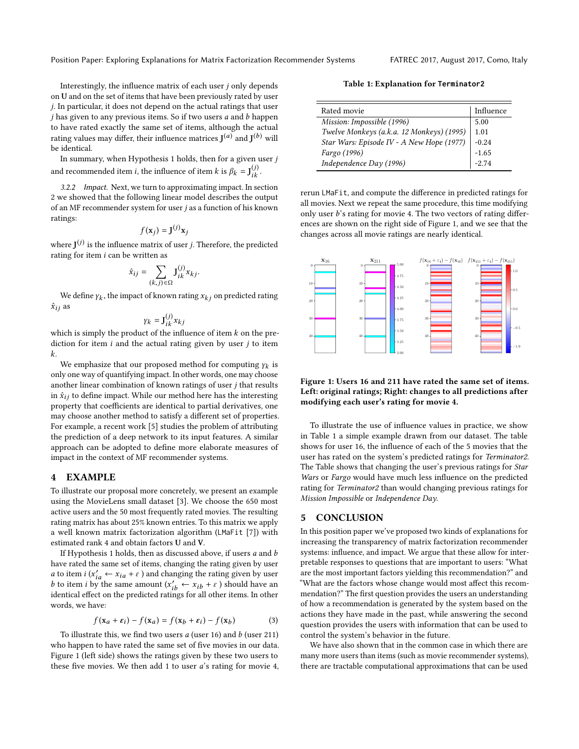Interestingly, the influence matrix of each user $j$ only depends on $\mathbf{U}$ and on the set of items that have been previously rated by user $j$. In particular, it does not depend on the actual ratings that user $j$ has given to any previous items. So if two users $a$ and $b$ happen to have rated exactly the same set of items, although the actual rating values may differ, their influence matrices $\mathbf{J}^{(a)}$ and $\mathbf{J}^{(b)}$ will be identical.

In summary, when Hypothesis 1 holds, then for a given user $j$ and recommended item $i$, the influence of item $k$ is $\beta_k = \mathbf{J}^{(j)}_{ik}$.

*3.2.2 Impact.* Next, we turn to approximating impact. In section 2 we showed that the following linear model describes the output of an MF recommender system for user $j$ as a function of his known ratings:

$$f(\mathbf{x}_j) = \mathbf{J}^{(j)}\mathbf{x}_j$$

where $\mathbf{J}^{(j)}$ is the influence matrix of user $j$. Therefore, the predicted rating for item $i$ can be written as

$$\hat{x}_{ij} = \sum_{(k,j)\in\Omega} \mathbf{J}^{(j)}_{ik} x_{kj}.$$

We define $\gamma_k$, the impact of known rating $x_{kj}$ on predicted rating $\hat{x}_{ij}$ as

$$\gamma_k = \mathbf{J}^{(j)}_{ik} x_{kj}$$

which is simply the product of the influence of item $k$ on the prediction for item $i$ and the actual rating given by user $j$ to item $k$.

We emphasize that our proposed method for computing $\gamma_k$ is only one way of quantifying impact. In other words, one may choose another linear combination of known ratings of user $j$ that results in $\hat{x}_{ij}$ to define impact. While our method here has the interesting property that coefficients are identical to partial derivatives, one may choose another method to satisfy a different set of properties. For example, a recent work [5] studies the problem of attributing the prediction of a deep network to its input features. A similar approach can be adopted to define more elaborate measures of impact in the context of MF recommender systems.

# 4 EXAMPLE

To illustrate our proposal more concretely, we present an example using the MovieLens small dataset [3]. We choose the 650 most active users and the 50 most frequently rated movies. The resulting rating matrix has about 25% known entries. To this matrix we apply a well known matrix factorization algorithm (LMaFit [7]) with estimated rank 4 and obtain factors $\mathbf{U}$ and $\mathbf{V}$.

If Hypothesis 1 holds, then as discussed above, if users $a$ and $b$ have rated the same set of items, changing the rating given by user $a$ to item $i$ ($x'_{ia} \leftarrow x_{ia} + \varepsilon$ ) and changing the rating given by user $b$ to item $i$ by the same amount ($x'_{ib} \leftarrow x_{ib} + \varepsilon$ ) should have an identical effect on the predicted ratings for all other items. In other words, we have:

$$f(\mathbf{x}_a + \boldsymbol{\varepsilon}_i) - f(\mathbf{x}_a) = f(\mathbf{x}_b + \boldsymbol{\varepsilon}_i) - f(\mathbf{x}_b) \tag{3}$$

To illustrate this, we find two users $a$ (user 16) and $b$ (user 211) who happen to have rated the same set of five movies in our data. Figure 1 (left side) shows the ratings given by these two users to these five movies. We then add 1 to user $a$'s rating for movie 4, rerun LMaFit, and compute the difference in predicted ratings for all movies. Next we repeat the same procedure, this time modifying only user $b$'s rating for movie 4. The two vectors of rating differences are shown on the right side of Figure 1, and we see that the changes across all movie ratings are nearly identical.

**Table 1: Explanation for Terminator2**

| Rated movie | Influence |
|---|---|
| *Mission: Impossible (1996)* | 5.00 |
| *Twelve Monkeys (a.k.a. 12 Monkeys) (1995)* | 1.01 |
| *Star Wars: Episode IV - A New Hope (1977)* | -0.24 |
| *Fargo (1996)* | -1.65 |
| *Independence Day (1996)* | -2.74 |

**Figure 1: Users 16 and 211 have rated the same set of items. Left: original ratings; Right: changes to all predictions after modifying each user's rating for movie 4.**

To illustrate the use of influence values in practice, we show in Table 1 a simple example drawn from our dataset. The table shows for user 16, the influence of each of the 5 movies that the user has rated on the system's predicted ratings for *Terminator2*. The Table shows that changing the user's previous ratings for *Star Wars* or *Fargo* would have much less influence on the predicted rating for *Terminator2* than would changing previous ratings for *Mission Impossible* or *Independence Day*.

# 5 CONCLUSION

In this position paper we've proposed two kinds of explanations for increasing the transparency of matrix factorization recommender systems: influence, and impact. We argue that these allow for interpretable responses to questions that are important to users: "What are the most important factors yielding this recommendation?" and "What are the factors whose change would most affect this recommendation?" The first question provides the users an understanding of how a recommendation is generated by the system based on the actions they have made in the past, while answering the second question provides the users with information that can be used to control the system's behavior in the future.

We have also shown that in the common case in which there are many more users than items (such as movie recommender systems), there are tractable computational approximations that can be used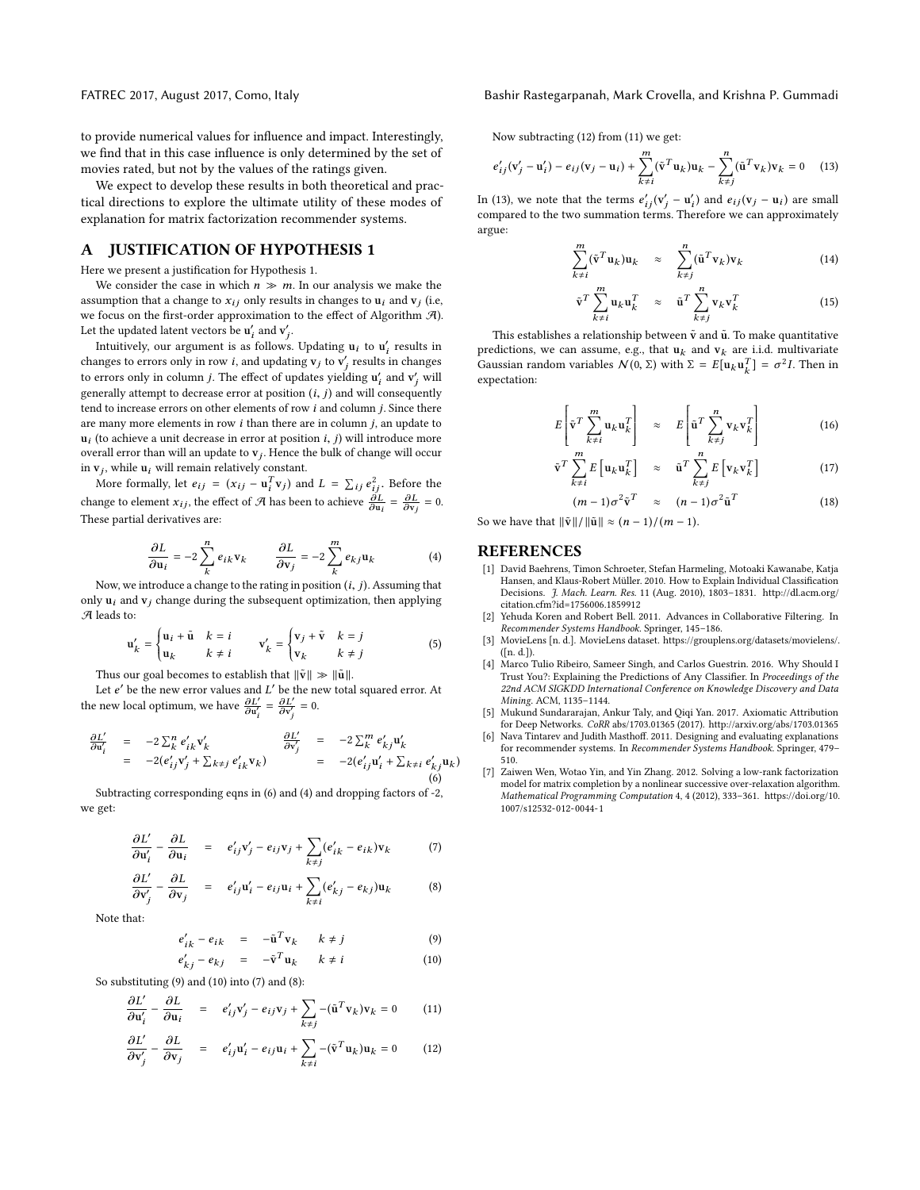to provide numerical values for influence and impact. Interestingly, we find that in this case influence is only determined by the set of movies rated, but not by the values of the ratings given.

We expect to develop these results in both theoretical and practical directions to explore the ultimate utility of these modes of explanation for matrix factorization recommender systems.

## A JUSTIFICATION OF HYPOTHESIS 1

Here we present a justification for Hypothesis 1.

We consider the case in which $n \gg m$. In our analysis we make the assumption that a change to $x_{ij}$ only results in changes to $\mathbf{u}_i$ and $\mathbf{v}_j$ (i.e, we focus on the first-order approximation to the effect of Algorithm $\mathcal{A}$). Let the updated latent vectors be $\mathbf{u}'_i$ and $\mathbf{v}'_j$.

Intuitively, our argument is as follows. Updating $\mathbf{u}_i$ to $\mathbf{u}'_i$ results in changes to errors only in row $i$, and updating $\mathbf{v}_j$ to $\mathbf{v}'_j$ results in changes to errors only in column $j$. The effect of updates yielding $\mathbf{u}'_i$ and $\mathbf{v}'_j$ will generally attempt to decrease error at position $(i, j)$ and will consequently tend to increase errors on other elements of row $i$ and column $j$. Since there are many more elements in row $i$ than there are in column $j$, an update to $\mathbf{u}_i$ (to achieve a unit decrease in error at position $i$, $j$) will introduce more overall error than will an update to $\mathbf{v}_j$. Hence the bulk of change will occur in $\mathbf{v}_j$, while $\mathbf{u}_i$ will remain relatively constant.

More formally, let $e_{ij} = (x_{ij} - \mathbf{u}_i^T\mathbf{v}_j)$ and $L = \sum_{ij} e_{ij}^2$. Before the change to element $x_{ij}$, the effect of $\mathcal{A}$ has been to achieve $\frac{\partial L}{\partial \mathbf{u}_i} = \frac{\partial L}{\partial \mathbf{v}_j} = 0$. These partial derivatives are:

$$\frac{\partial L}{\partial \mathbf{u}_i} = -2\sum_k^n e_{ik}\mathbf{v}_k \qquad \frac{\partial L}{\partial \mathbf{v}_j} = -2\sum_k^m e_{kj}\mathbf{u}_k \tag{4}$$

Now, we introduce a change to the rating in position $(i, j)$. Assuming that only $\mathbf{u}_i$ and $\mathbf{v}_j$ change during the subsequent optimization, then applying $\mathcal{A}$ leads to:

$$\mathbf{u}'_k = \begin{cases} \mathbf{u}_i + \tilde{\mathbf{u}} & k = i \\ \mathbf{u}_k & k \neq i \end{cases} \qquad \mathbf{v}'_k = \begin{cases} \mathbf{v}_j + \tilde{\mathbf{v}} & k = j \\ \mathbf{v}_k & k \neq j \end{cases} \tag{5}$$

Thus our goal becomes to establish that $\|\tilde{\mathbf{v}}\| \gg \|\tilde{\mathbf{u}}\|$.

Let $e'$ be the new error values and $L'$ be the new total squared error. At the new local optimum, we have $\frac{\partial L'}{\partial \mathbf{u}'_i} = \frac{\partial L'}{\partial \mathbf{v}'_j} = 0$.

$$\begin{aligned} \frac{\partial L'}{\partial \mathbf{u}'_i} &= -2\sum_k^n e'_{ik}\mathbf{v}'_k & \frac{\partial L'}{\partial \mathbf{v}'_j} &= -2\sum_k^m e'_{kj}\mathbf{u}'_k \\ &= -2(e'_{ij}\mathbf{v}'_j + \sum_{k\neq j} e'_{ik}\mathbf{v}_k) & &= -2(e'_{ij}\mathbf{u}'_i + \sum_{k\neq i} e'_{kj}\mathbf{u}_k) \end{aligned} \tag{6}$$

Subtracting corresponding eqns in (6) and (4) and dropping factors of -2, we get:

$$\frac{\partial L'}{\partial \mathbf{u}'_i} - \frac{\partial L}{\partial \mathbf{u}_i} = e'_{ij}\mathbf{v}'_j - e_{ij}\mathbf{v}_j + \sum_{k\neq j}(e'_{ik} - e_{ik})\mathbf{v}_k \tag{7}$$

$$\frac{\partial L'}{\partial \mathbf{v}'_j} - \frac{\partial L}{\partial \mathbf{v}_j} = e'_{ij}\mathbf{u}'_i - e_{ij}\mathbf{u}_i + \sum_{k\neq i}(e'_{kj} - e_{kj})\mathbf{u}_k \tag{8}$$

Note that:

$$e'_{ik} - e_{ik} = -\tilde{\mathbf{u}}^T\mathbf{v}_k \qquad k \neq j \tag{9}$$

$$e'_{kj} - e_{kj} = -\tilde{\mathbf{v}}^T\mathbf{u}_k \qquad k \neq i \tag{10}$$

So substituting (9) and (10) into (7) and (8):

$$\frac{\partial L'}{\partial \mathbf{u}'_i} - \frac{\partial L}{\partial \mathbf{u}_i} = e'_{ij}\mathbf{v}'_j - e_{ij}\mathbf{v}_j + \sum_{k\neq j} -(\tilde{\mathbf{u}}^T\mathbf{v}_k)\mathbf{v}_k = 0 \tag{11}$$

$$\frac{\partial L'}{\partial \mathbf{v}'_j} - \frac{\partial L}{\partial \mathbf{v}_j} = e'_{ij}\mathbf{u}'_i - e_{ij}\mathbf{u}_i + \sum_{k\neq i} -(\tilde{\mathbf{v}}^T\mathbf{u}_k)\mathbf{u}_k = 0 \tag{12}$$

Now subtracting (12) from (11) we get:

$$e'_{ij}(\mathbf{v}'_j - \mathbf{u}'_i) - e_{ij}(\mathbf{v}_j - \mathbf{u}_i) + \sum_{k\neq i}^m(\tilde{\mathbf{v}}^T\mathbf{u}_k)\mathbf{u}_k - \sum_{k\neq j}^n(\tilde{\mathbf{u}}^T\mathbf{v}_k)\mathbf{v}_k = 0 \tag{13}$$

In (13), we note that the terms $e'_{ij}(\mathbf{v}'_j - \mathbf{u}'_i)$ and $e_{ij}(\mathbf{v}_j - \mathbf{u}_i)$ are small compared to the two summation terms. Therefore we can approximately argue:

$$\sum_{k\neq i}^m(\tilde{\mathbf{v}}^T\mathbf{u}_k)\mathbf{u}_k \approx \sum_{k\neq j}^n(\tilde{\mathbf{u}}^T\mathbf{v}_k)\mathbf{v}_k \tag{14}$$

$$\tilde{\mathbf{v}}^T\sum_{k\neq i}^m\mathbf{u}_k\mathbf{u}_k^T \approx \tilde{\mathbf{u}}^T\sum_{k\neq j}^n\mathbf{v}_k\mathbf{v}_k^T \tag{15}$$

This establishes a relationship between $\tilde{\mathbf{v}}$ and $\tilde{\mathbf{u}}$. To make quantitative predictions, we can assume, e.g., that $\mathbf{u}_k$ and $\mathbf{v}_k$ are i.i.d. multivariate Gaussian random variables $\mathcal{N}(0, \Sigma)$ with $\Sigma = E[\mathbf{u}_k\mathbf{u}_k^T] = \sigma^2 I$. Then in expectation:

$$E\left[\tilde{\mathbf{v}}^T\sum_{k\neq i}^m\mathbf{u}_k\mathbf{u}_k^T\right] \approx E\left[\tilde{\mathbf{u}}^T\sum_{k\neq j}^n\mathbf{v}_k\mathbf{v}_k^T\right] \tag{16}$$

$$\tilde{\mathbf{v}}^T\sum_{k\neq i}^m E\left[\mathbf{u}_k\mathbf{u}_k^T\right] \approx \tilde{\mathbf{u}}^T\sum_{k\neq j}^n E\left[\mathbf{v}_k\mathbf{v}_k^T\right] \tag{17}$$

$$(m-1)\sigma^2\tilde{\mathbf{v}}^T \approx (n-1)\sigma^2\tilde{\mathbf{u}}^T \tag{18}$$

So we have that $\|\tilde{\mathbf{v}}\|/\|\tilde{\mathbf{u}}\| \approx (n-1)/(m-1)$.

## REFERENCES

[1] David Baehrens, Timon Schroeter, Stefan Harmeling, Motoaki Kawanabe, Katja Hansen, and Klaus-Robert Müller. 2010. How to Explain Individual Classification Decisions. *J. Mach. Learn. Res.* 11 (Aug. 2010), 1803–1831. http://dl.acm.org/citation.cfm?id=1756006.1859912

[2] Yehuda Koren and Robert Bell. 2011. Advances in Collaborative Filtering. In *Recommender Systems Handbook*. Springer, 145–186.

[3] MovieLens [n. d.]. MovieLens dataset. https://grouplens.org/datasets/movielens/. ([n. d.]).

[4] Marco Tulio Ribeiro, Sameer Singh, and Carlos Guestrin. 2016. Why Should I Trust You?: Explaining the Predictions of Any Classifier. In *Proceedings of the 22nd ACM SIGKDD International Conference on Knowledge Discovery and Data Mining*. ACM, 1135–1144.

[5] Mukund Sundararajan, Ankur Taly, and Qiqi Yan. 2017. Axiomatic Attribution for Deep Networks. *CoRR* abs/1703.01365 (2017). http://arxiv.org/abs/1703.01365

[6] Nava Tintarev and Judith Masthoff. 2011. Designing and evaluating explanations for recommender systems. In *Recommender Systems Handbook*. Springer, 479–510.

[7] Zaiwen Wen, Wotao Yin, and Yin Zhang. 2012. Solving a low-rank factorization model for matrix completion by a nonlinear successive over-relaxation algorithm. *Mathematical Programming Computation* 4, 4 (2012), 333–361. https://doi.org/10.1007/s12532-012-0044-1